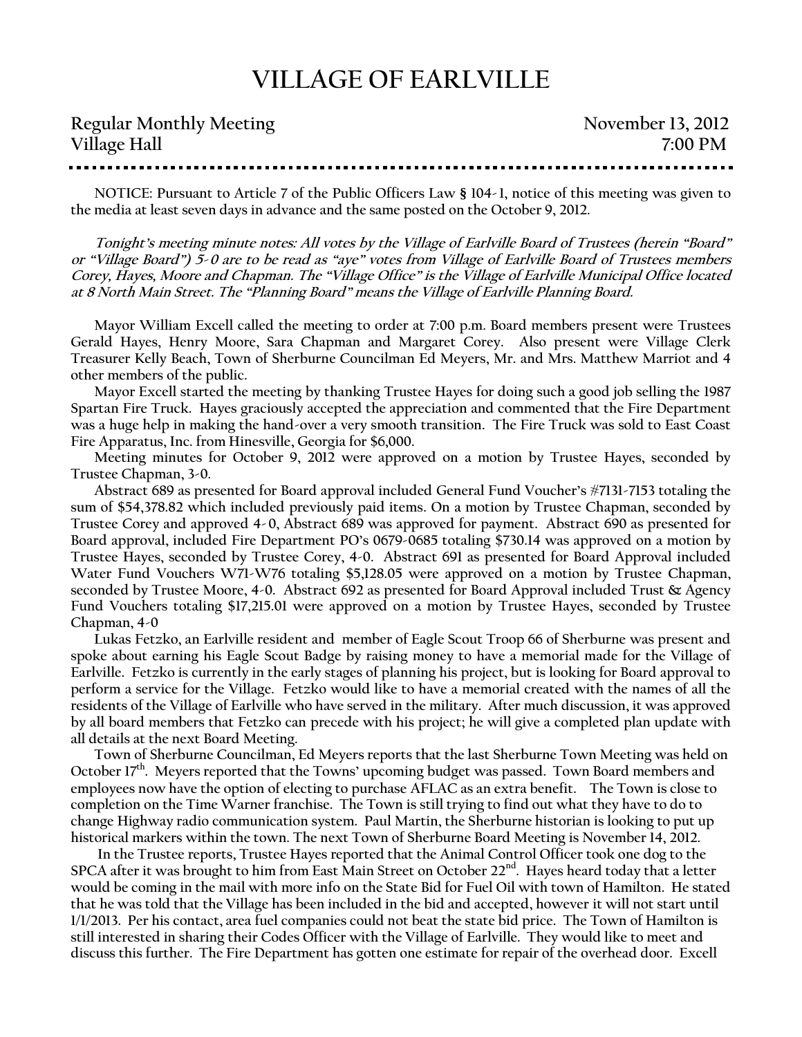# VILLAGE OF EARLVILLE

**Regular Monthly Meeting** **November 13, 2012**
**Village Hall** **7:00 PM**

---

NOTICE: Pursuant to Article 7 of the Public Officers Law § 104-1, notice of this meeting was given to the media at least seven days in advance and the same posted on the October 9, 2012.

***Tonight's meeting minute notes: All votes by the Village of Earlville Board of Trustees (herein "Board" or "Village Board") 5-0 are to be read as "aye" votes from Village of Earlville Board of Trustees members Corey, Hayes, Moore and Chapman. The "Village Office" is the Village of Earlville Municipal Office located at 8 North Main Street. The "Planning Board" means the Village of Earlville Planning Board.***

Mayor William Excell called the meeting to order at 7:00 p.m. Board members present were Trustees Gerald Hayes, Henry Moore, Sara Chapman and Margaret Corey. Also present were Village Clerk Treasurer Kelly Beach, Town of Sherburne Councilman Ed Meyers, Mr. and Mrs. Matthew Marriot and 4 other members of the public.

Mayor Excell started the meeting by thanking Trustee Hayes for doing such a good job selling the 1987 Spartan Fire Truck. Hayes graciously accepted the appreciation and commented that the Fire Department was a huge help in making the hand-over a very smooth transition. The Fire Truck was sold to East Coast Fire Apparatus, Inc. from Hinesville, Georgia for $6,000.

Meeting minutes for October 9, 2012 were approved on a motion by Trustee Hayes, seconded by Trustee Chapman, 3-0.

Abstract 689 as presented for Board approval included General Fund Voucher's #7131-7153 totaling the sum of $54,378.82 which included previously paid items. On a motion by Trustee Chapman, seconded by Trustee Corey and approved 4- 0, Abstract 689 was approved for payment. Abstract 690 as presented for Board approval, included Fire Department PO's 0679-0685 totaling $730.14 was approved on a motion by Trustee Hayes, seconded by Trustee Corey, 4-0. Abstract 691 as presented for Board Approval included Water Fund Vouchers W71-W76 totaling $5,128.05 were approved on a motion by Trustee Chapman, seconded by Trustee Moore, 4-0. Abstract 692 as presented for Board Approval included Trust & Agency Fund Vouchers totaling $17,215.01 were approved on a motion by Trustee Hayes, seconded by Trustee Chapman, 4-0

Lukas Fetzko, an Earlville resident and member of Eagle Scout Troop 66 of Sherburne was present and spoke about earning his Eagle Scout Badge by raising money to have a memorial made for the Village of Earlville. Fetzko is currently in the early stages of planning his project, but is looking for Board approval to perform a service for the Village. Fetzko would like to have a memorial created with the names of all the residents of the Village of Earlville who have served in the military. After much discussion, it was approved by all board members that Fetzko can precede with his project; he will give a completed plan update with all details at the next Board Meeting.

Town of Sherburne Councilman, Ed Meyers reports that the last Sherburne Town Meeting was held on October 17th. Meyers reported that the Towns' upcoming budget was passed. Town Board members and employees now have the option of electing to purchase AFLAC as an extra benefit. The Town is close to completion on the Time Warner franchise. The Town is still trying to find out what they have to do to change Highway radio communication system. Paul Martin, the Sherburne historian is looking to put up historical markers within the town. The next Town of Sherburne Board Meeting is November 14, 2012.

In the Trustee reports, Trustee Hayes reported that the Animal Control Officer took one dog to the SPCA after it was brought to him from East Main Street on October 22nd. Hayes heard today that a letter would be coming in the mail with more info on the State Bid for Fuel Oil with town of Hamilton. He stated that he was told that the Village has been included in the bid and accepted, however it will not start until 1/1/2013. Per his contact, area fuel companies could not beat the state bid price. The Town of Hamilton is still interested in sharing their Codes Officer with the Village of Earlville. They would like to meet and discuss this further. The Fire Department has gotten one estimate for repair of the overhead door. Excell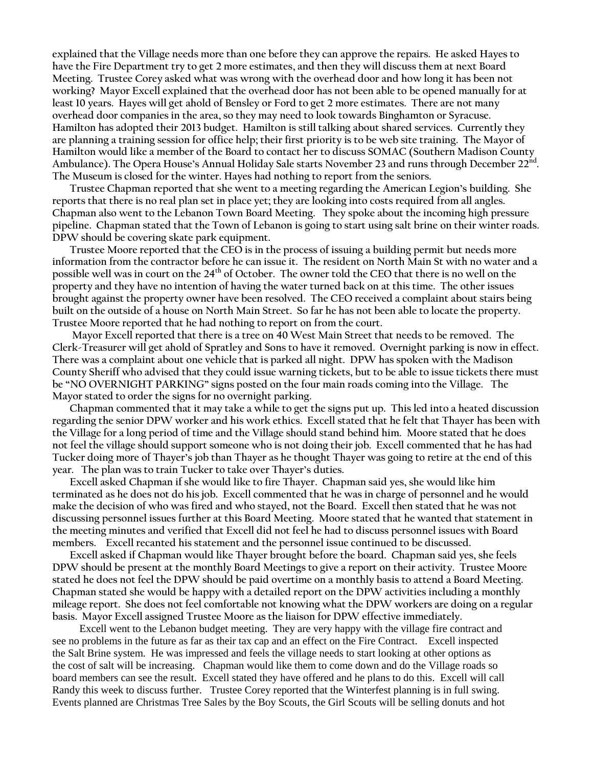explained that the Village needs more than one before they can approve the repairs. He asked Hayes to have the Fire Department try to get 2 more estimates, and then they will discuss them at next Board Meeting. Trustee Corey asked what was wrong with the overhead door and how long it has been not working? Mayor Excell explained that the overhead door has not been able to be opened manually for at least 10 years. Hayes will get ahold of Bensley or Ford to get 2 more estimates. There are not many overhead door companies in the area, so they may need to look towards Binghamton or Syracuse. Hamilton has adopted their 2013 budget. Hamilton is still talking about shared services. Currently they are planning a training session for office help; their first priority is to be web site training. The Mayor of Hamilton would like a member of the Board to contact her to discuss SOMAC (Southern Madison County Ambulance). The Opera House's Annual Holiday Sale starts November 23 and runs through December 22nd. The Museum is closed for the winter. Hayes had nothing to report from the seniors.

Trustee Chapman reported that she went to a meeting regarding the American Legion's building. She reports that there is no real plan set in place yet; they are looking into costs required from all angles. Chapman also went to the Lebanon Town Board Meeting. They spoke about the incoming high pressure pipeline. Chapman stated that the Town of Lebanon is going to start using salt brine on their winter roads. DPW should be covering skate park equipment.

Trustee Moore reported that the CEO is in the process of issuing a building permit but needs more information from the contractor before he can issue it. The resident on North Main St with no water and a possible well was in court on the 24th of October. The owner told the CEO that there is no well on the property and they have no intention of having the water turned back on at this time. The other issues brought against the property owner have been resolved. The CEO received a complaint about stairs being built on the outside of a house on North Main Street. So far he has not been able to locate the property. Trustee Moore reported that he had nothing to report on from the court.

Mayor Excell reported that there is a tree on 40 West Main Street that needs to be removed. The Clerk-Treasurer will get ahold of Spratley and Sons to have it removed. Overnight parking is now in effect. There was a complaint about one vehicle that is parked all night. DPW has spoken with the Madison County Sheriff who advised that they could issue warning tickets, but to be able to issue tickets there must be "NO OVERNIGHT PARKING" signs posted on the four main roads coming into the Village. The Mayor stated to order the signs for no overnight parking.

Chapman commented that it may take a while to get the signs put up. This led into a heated discussion regarding the senior DPW worker and his work ethics. Excell stated that he felt that Thayer has been with the Village for a long period of time and the Village should stand behind him. Moore stated that he does not feel the village should support someone who is not doing their job. Excell commented that he has had Tucker doing more of Thayer's job than Thayer as he thought Thayer was going to retire at the end of this year. The plan was to train Tucker to take over Thayer's duties.

Excell asked Chapman if she would like to fire Thayer. Chapman said yes, she would like him terminated as he does not do his job. Excell commented that he was in charge of personnel and he would make the decision of who was fired and who stayed, not the Board. Excell then stated that he was not discussing personnel issues further at this Board Meeting. Moore stated that he wanted that statement in the meeting minutes and verified that Excell did not feel he had to discuss personnel issues with Board members. Excell recanted his statement and the personnel issue continued to be discussed.

Excell asked if Chapman would like Thayer brought before the board. Chapman said yes, she feels DPW should be present at the monthly Board Meetings to give a report on their activity. Trustee Moore stated he does not feel the DPW should be paid overtime on a monthly basis to attend a Board Meeting. Chapman stated she would be happy with a detailed report on the DPW activities including a monthly mileage report. She does not feel comfortable not knowing what the DPW workers are doing on a regular basis. Mayor Excell assigned Trustee Moore as the liaison for DPW effective immediately.

Excell went to the Lebanon budget meeting. They are very happy with the village fire contract and see no problems in the future as far as their tax cap and an effect on the Fire Contract. Excell inspected the Salt Brine system. He was impressed and feels the village needs to start looking at other options as the cost of salt will be increasing. Chapman would like them to come down and do the Village roads so board members can see the result. Excell stated they have offered and he plans to do this. Excell will call Randy this week to discuss further. Trustee Corey reported that the Winterfest planning is in full swing. Events planned are Christmas Tree Sales by the Boy Scouts, the Girl Scouts will be selling donuts and hot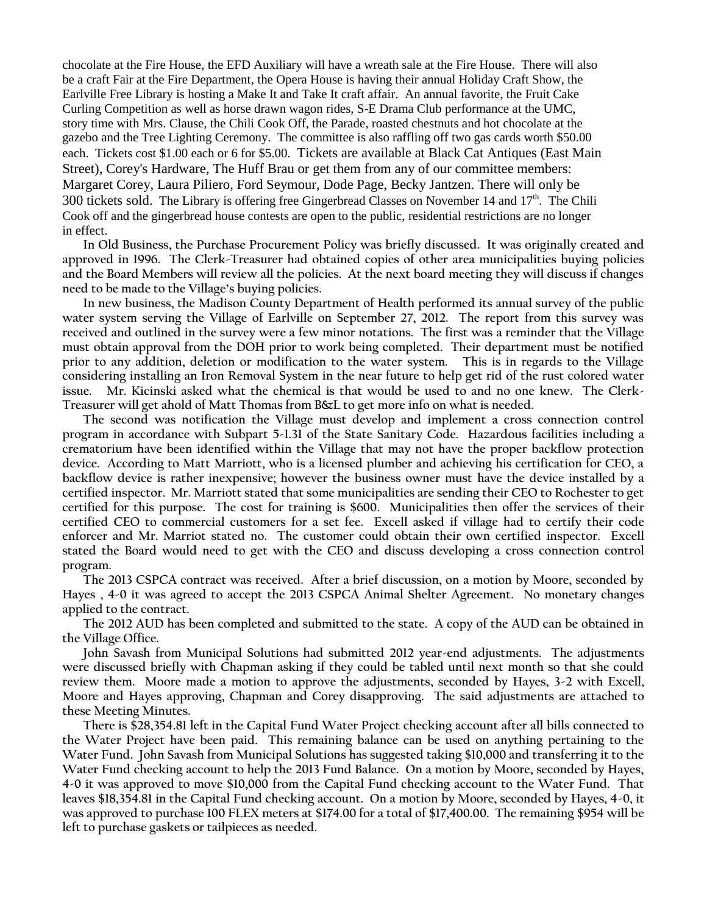chocolate at the Fire House, the EFD Auxiliary will have a wreath sale at the Fire House. There will also be a craft Fair at the Fire Department, the Opera House is having their annual Holiday Craft Show, the Earlville Free Library is hosting a Make It and Take It craft affair. An annual favorite, the Fruit Cake Curling Competition as well as horse drawn wagon rides, S-E Drama Club performance at the UMC, story time with Mrs. Clause, the Chili Cook Off, the Parade, roasted chestnuts and hot chocolate at the gazebo and the Tree Lighting Ceremony. The committee is also raffling off two gas cards worth $50.00 each. Tickets cost $1.00 each or 6 for $5.00. Tickets are available at Black Cat Antiques (East Main Street), Corey's Hardware, The Huff Brau or get them from any of our committee members: Margaret Corey, Laura Piliero, Ford Seymour, Dode Page, Becky Jantzen. There will only be 300 tickets sold. The Library is offering free Gingerbread Classes on November 14 and 17th. The Chili Cook off and the gingerbread house contests are open to the public, residential restrictions are no longer in effect.

In Old Business, the Purchase Procurement Policy was briefly discussed. It was originally created and approved in 1996. The Clerk-Treasurer had obtained copies of other area municipalities buying policies and the Board Members will review all the policies. At the next board meeting they will discuss if changes need to be made to the Village's buying policies.

In new business, the Madison County Department of Health performed its annual survey of the public water system serving the Village of Earlville on September 27, 2012. The report from this survey was received and outlined in the survey were a few minor notations. The first was a reminder that the Village must obtain approval from the DOH prior to work being completed. Their department must be notified prior to any addition, deletion or modification to the water system. This is in regards to the Village considering installing an Iron Removal System in the near future to help get rid of the rust colored water issue. Mr. Kicinski asked what the chemical is that would be used to and no one knew. The Clerk-Treasurer will get ahold of Matt Thomas from B&L to get more info on what is needed.

The second was notification the Village must develop and implement a cross connection control program in accordance with Subpart 5-1.31 of the State Sanitary Code. Hazardous facilities including a crematorium have been identified within the Village that may not have the proper backflow protection device. According to Matt Marriott, who is a licensed plumber and achieving his certification for CEO, a backflow device is rather inexpensive; however the business owner must have the device installed by a certified inspector. Mr. Marriott stated that some municipalities are sending their CEO to Rochester to get certified for this purpose. The cost for training is $600. Municipalities then offer the services of their certified CEO to commercial customers for a set fee. Excell asked if village had to certify their code enforcer and Mr. Marriot stated no. The customer could obtain their own certified inspector. Excell stated the Board would need to get with the CEO and discuss developing a cross connection control program.

The 2013 CSPCA contract was received. After a brief discussion, on a motion by Moore, seconded by Hayes , 4-0 it was agreed to accept the 2013 CSPCA Animal Shelter Agreement. No monetary changes applied to the contract.

The 2012 AUD has been completed and submitted to the state. A copy of the AUD can be obtained in the Village Office.

John Savash from Municipal Solutions had submitted 2012 year-end adjustments. The adjustments were discussed briefly with Chapman asking if they could be tabled until next month so that she could review them. Moore made a motion to approve the adjustments, seconded by Hayes, 3-2 with Excell, Moore and Hayes approving, Chapman and Corey disapproving. The said adjustments are attached to these Meeting Minutes.

There is $28,354.81 left in the Capital Fund Water Project checking account after all bills connected to the Water Project have been paid. This remaining balance can be used on anything pertaining to the Water Fund. John Savash from Municipal Solutions has suggested taking $10,000 and transferring it to the Water Fund checking account to help the 2013 Fund Balance. On a motion by Moore, seconded by Hayes, 4-0 it was approved to move $10,000 from the Capital Fund checking account to the Water Fund. That leaves $18,354.81 in the Capital Fund checking account. On a motion by Moore, seconded by Hayes, 4-0, it was approved to purchase 100 FLEX meters at $174.00 for a total of $17,400.00. The remaining $954 will be left to purchase gaskets or tailpieces as needed.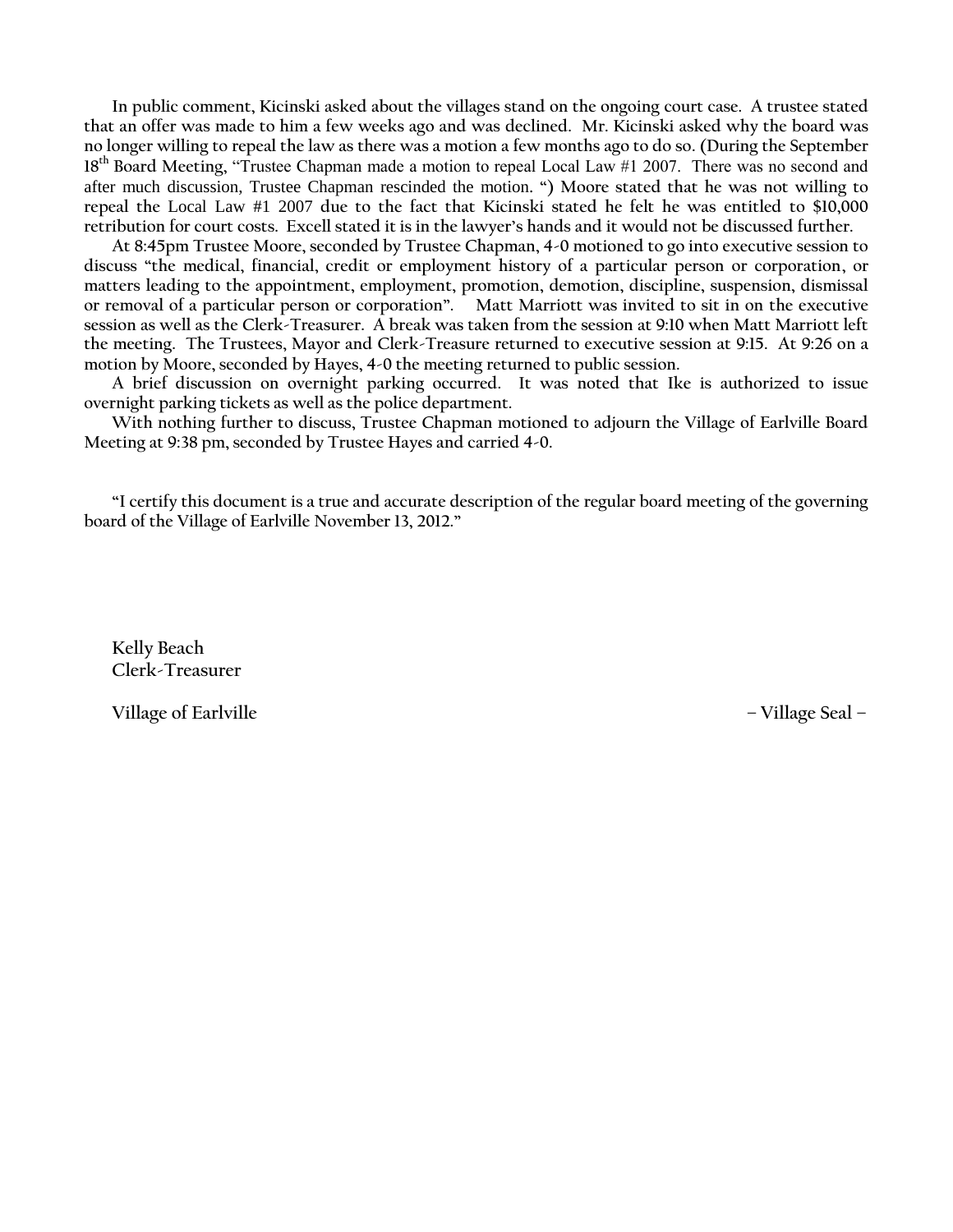In public comment, Kicinski asked about the villages stand on the ongoing court case. A trustee stated that an offer was made to him a few weeks ago and was declined. Mr. Kicinski asked why the board was no longer willing to repeal the law as there was a motion a few months ago to do so. (During the September 18th Board Meeting, "Trustee Chapman made a motion to repeal Local Law #1 2007. There was no second and after much discussion, Trustee Chapman rescinded the motion. ") Moore stated that he was not willing to repeal the Local Law #1 2007 due to the fact that Kicinski stated he felt he was entitled to $10,000 retribution for court costs. Excell stated it is in the lawyer's hands and it would not be discussed further.

At 8:45pm Trustee Moore, seconded by Trustee Chapman, 4-0 motioned to go into executive session to discuss "the medical, financial, credit or employment history of a particular person or corporation, or matters leading to the appointment, employment, promotion, demotion, discipline, suspension, dismissal or removal of a particular person or corporation". Matt Marriott was invited to sit in on the executive session as well as the Clerk-Treasurer. A break was taken from the session at 9:10 when Matt Marriott left the meeting. The Trustees, Mayor and Clerk-Treasure returned to executive session at 9:15. At 9:26 on a motion by Moore, seconded by Hayes, 4-0 the meeting returned to public session.

A brief discussion on overnight parking occurred. It was noted that Ike is authorized to issue overnight parking tickets as well as the police department.

With nothing further to discuss, Trustee Chapman motioned to adjourn the Village of Earlville Board Meeting at 9:38 pm, seconded by Trustee Hayes and carried 4-0.

"I certify this document is a true and accurate description of the regular board meeting of the governing board of the Village of Earlville November 13, 2012."

Kelly Beach
Clerk-Treasurer

Village of Earlville – Village Seal –